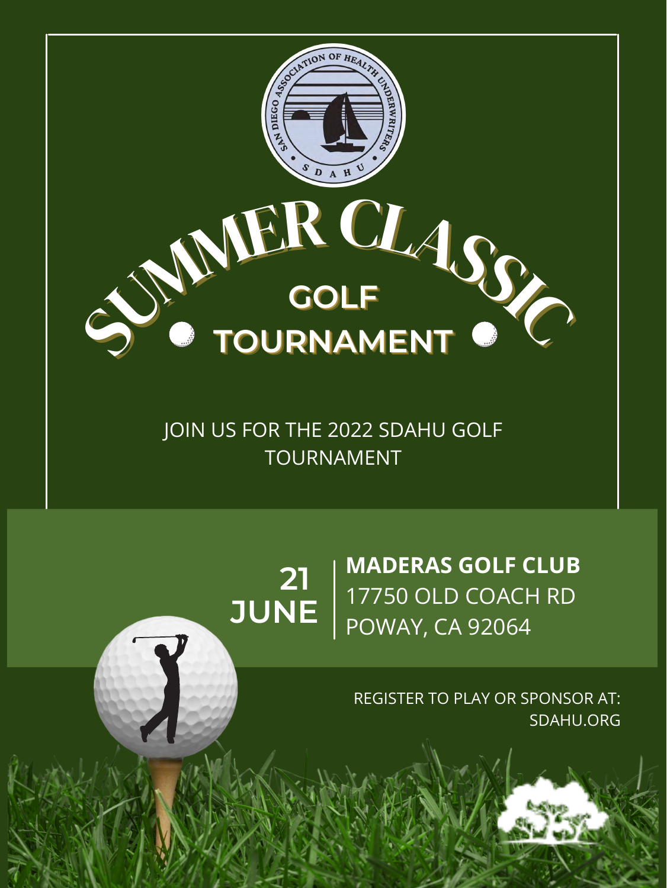# SUMMER CLASSIC

## GOLF TOURNAMENT

JOIN US FOR THE 2022 SDAHU GOLF TOURNAMENT

**21 JUNE**

**MADERAS GOLF CLUB**
17750 OLD COACH RD
POWAY, CA 92064

REGISTER TO PLAY OR SPONSOR AT:
SDAHU.ORG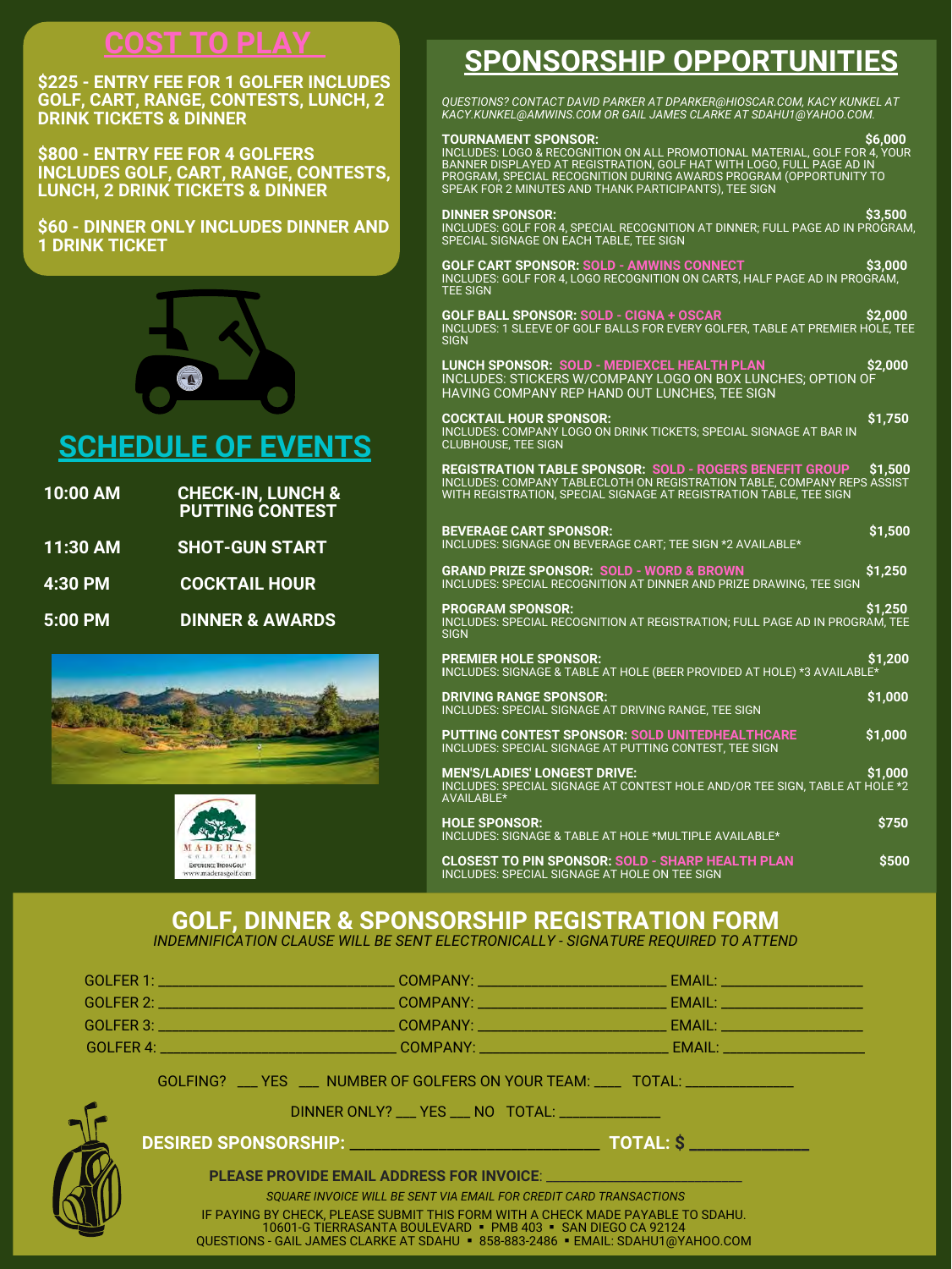## COST TO PLAY

**$225 - ENTRY FEE FOR 1 GOLFER INCLUDES GOLF, CART, RANGE, CONTESTS, LUNCH, 2 DRINK TICKETS & DINNER**

**$800 - ENTRY FEE FOR 4 GOLFERS INCLUDES GOLF, CART, RANGE, CONTESTS, LUNCH, 2 DRINK TICKETS & DINNER**

**$60 - DINNER ONLY INCLUDES DINNER AND 1 DRINK TICKET**

## SCHEDULE OF EVENTS

| | |
|---|---|
| 10:00 AM | CHECK-IN, LUNCH & PUTTING CONTEST |
| 11:30 AM | SHOT-GUN START |
| 4:30 PM | COCKTAIL HOUR |
| 5:00 PM | DINNER & AWARDS |

MADERAS GOLF CLUB
EXPERIENCE TRUE GOLF
www.maderasgolf.com

## SPONSORSHIP OPPORTUNITIES

*QUESTIONS? CONTACT DAVID PARKER AT DPARKER@HIOSCAR.COM, KACY KUNKEL AT KACY.KUNKEL@AMWINS.COM OR GAIL JAMES CLARKE AT SDAHU1@YAHOO.COM.*

**TOURNAMENT SPONSOR: $6,000**
INCLUDES: LOGO & RECOGNITION ON ALL PROMOTIONAL MATERIAL, GOLF FOR 4, YOUR BANNER DISPLAYED AT REGISTRATION, GOLF HAT WITH LOGO, FULL PAGE AD IN PROGRAM, SPECIAL RECOGNITION DURING AWARDS PROGRAM (OPPORTUNITY TO SPEAK FOR 2 MINUTES AND THANK PARTICIPANTS), TEE SIGN

**DINNER SPONSOR: $3,500**
INCLUDES: GOLF FOR 4, SPECIAL RECOGNITION AT DINNER; FULL PAGE AD IN PROGRAM, SPECIAL SIGNAGE ON EACH TABLE, TEE SIGN

**GOLF CART SPONSOR: SOLD - AMWINS CONNECT $3,000**
INCLUDES: GOLF FOR 4, LOGO RECOGNITION ON CARTS, HALF PAGE AD IN PROGRAM, TEE SIGN

**GOLF BALL SPONSOR: SOLD - CIGNA + OSCAR $2,000**
INCLUDES: 1 SLEEVE OF GOLF BALLS FOR EVERY GOLFER, TABLE AT PREMIER HOLE, TEE SIGN

**LUNCH SPONSOR: SOLD - MEDIEXCEL HEALTH PLAN $2,000**
INCLUDES: STICKERS W/COMPANY LOGO ON BOX LUNCHES; OPTION OF HAVING COMPANY REP HAND OUT LUNCHES, TEE SIGN

**COCKTAIL HOUR SPONSOR: $1,750**
INCLUDES: COMPANY LOGO ON DRINK TICKETS; SPECIAL SIGNAGE AT BAR IN CLUBHOUSE, TEE SIGN

**REGISTRATION TABLE SPONSOR: SOLD - ROGERS BENEFIT GROUP $1,500**
INCLUDES: COMPANY TABLECLOTH ON REGISTRATION TABLE, COMPANY REPS ASSIST WITH REGISTRATION, SPECIAL SIGNAGE AT REGISTRATION TABLE, TEE SIGN

**BEVERAGE CART SPONSOR: $1,500**
INCLUDES: SIGNAGE ON BEVERAGE CART; TEE SIGN *2 AVAILABLE*

**GRAND PRIZE SPONSOR: SOLD - WORD & BROWN $1,250**
INCLUDES: SPECIAL RECOGNITION AT DINNER AND PRIZE DRAWING, TEE SIGN

**PROGRAM SPONSOR: $1,250**
INCLUDES: SPECIAL RECOGNITION AT REGISTRATION; FULL PAGE AD IN PROGRAM, TEE SIGN

**PREMIER HOLE SPONSOR: $1,200**
INCLUDES: SIGNAGE & TABLE AT HOLE (BEER PROVIDED AT HOLE) *3 AVAILABLE*

**DRIVING RANGE SPONSOR: $1,000**
INCLUDES: SPECIAL SIGNAGE AT DRIVING RANGE, TEE SIGN

**PUTTING CONTEST SPONSOR: SOLD UNITEDHEALTHCARE $1,000**
INCLUDES: SPECIAL SIGNAGE AT PUTTING CONTEST, TEE SIGN

**MEN'S/LADIES' LONGEST DRIVE: $1,000**
INCLUDES: SPECIAL SIGNAGE AT CONTEST HOLE AND/OR TEE SIGN, TABLE AT HOLE *2 AVAILABLE*

**HOLE SPONSOR: $750**
INCLUDES: SIGNAGE & TABLE AT HOLE *MULTIPLE AVAILABLE*

**CLOSEST TO PIN SPONSOR: SOLD - SHARP HEALTH PLAN $500**
INCLUDES: SPECIAL SIGNAGE AT HOLE ON TEE SIGN

## GOLF, DINNER & SPONSORSHIP REGISTRATION FORM

*INDEMNIFICATION CLAUSE WILL BE SENT ELECTRONICALLY - SIGNATURE REQUIRED TO ATTEND*

GOLFER 1: ______________________ COMPANY: ______________________ EMAIL: ______________

GOLFER 2: ______________________ COMPANY: ______________________ EMAIL: ______________

GOLFER 3: ______________________ COMPANY: ______________________ EMAIL: ______________

GOLFER 4: ______________________ COMPANY: ______________________ EMAIL: ______________

GOLFING? ___ YES ___ NUMBER OF GOLFERS ON YOUR TEAM: ___ TOTAL: ____________

DINNER ONLY? ___ YES ___ NO TOTAL: ____________

**DESIRED SPONSORSHIP: ______________________ TOTAL: $ ____________**

**PLEASE PROVIDE EMAIL ADDRESS FOR INVOICE**: ______________________

*SQUARE INVOICE WILL BE SENT VIA EMAIL FOR CREDIT CARD TRANSACTIONS*

IF PAYING BY CHECK, PLEASE SUBMIT THIS FORM WITH A CHECK MADE PAYABLE TO SDAHU.
10601-G TIERRASANTA BOULEVARD ▪ PMB 403 ▪ SAN DIEGO CA 92124
QUESTIONS - GAIL JAMES CLARKE AT SDAHU ▪ 858-883-2486 ▪ EMAIL: SDAHU1@YAHOO.COM